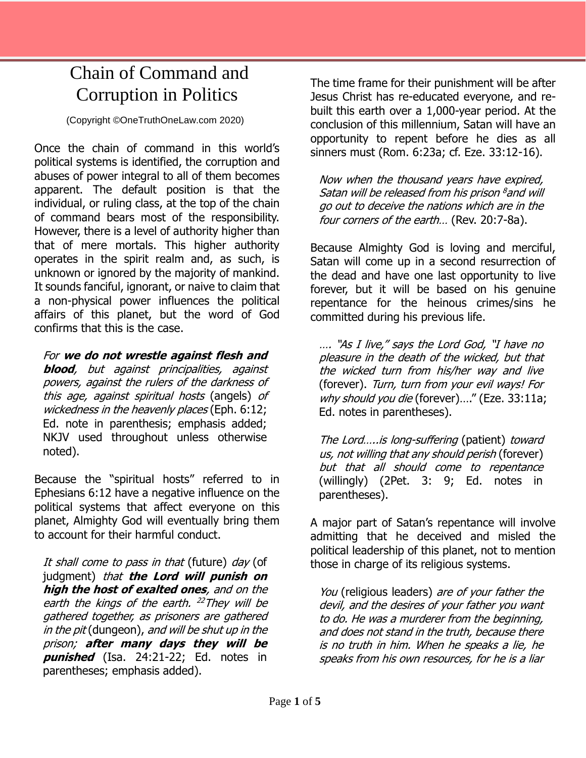# Chain of Command and Corruption in Politics

(Copyright ©OneTruthOneLaw.com 2020)

Once the chain of command in this world's political systems is identified, the corruption and abuses of power integral to all of them becomes apparent. The default position is that the individual, or ruling class, at the top of the chain of command bears most of the responsibility. However, there is a level of authority higher than that of mere mortals. This higher authority operates in the spirit realm and, as such, is unknown or ignored by the majority of mankind. It sounds fanciful, ignorant, or naive to claim that a non-physical power influences the political affairs of this planet, but the word of God confirms that this is the case.

> *For* ***we do not wrestle against flesh and blood****, but against principalities, against powers, against the rulers of the darkness of this age, against spiritual hosts* (angels) *of wickedness in the heavenly places* (Eph. 6:12; Ed. note in parenthesis; emphasis added; NKJV used throughout unless otherwise noted).

Because the "spiritual hosts" referred to in Ephesians 6:12 have a negative influence on the political systems that affect everyone on this planet, Almighty God will eventually bring them to account for their harmful conduct.

> *It shall come to pass in that* (future) *day* (of judgment) *that* ***the Lord will punish on high the host of exalted ones****, and on the earth the kings of the earth. [22]They will be gathered together, as prisoners are gathered in the pit* (dungeon), *and will be shut up in the prison;* ***after many days they will be punished*** (Isa. 24:21-22; Ed. notes in parentheses; emphasis added).

The time frame for their punishment will be after Jesus Christ has re-educated everyone, and re-built this earth over a 1,000-year period. At the conclusion of this millennium, Satan will have an opportunity to repent before he dies as all sinners must (Rom. 6:23a; cf. Eze. 33:12-16).

> *Now when the thousand years have expired, Satan will be released from his prison [8]and will go out to deceive the nations which are in the four corners of the earth…* (Rev. 20:7-8a).

Because Almighty God is loving and merciful, Satan will come up in a second resurrection of the dead and have one last opportunity to live forever, but it will be based on his genuine repentance for the heinous crimes/sins he committed during his previous life.

> *…. "As I live," says the Lord God, "I have no pleasure in the death of the wicked, but that the wicked turn from his/her way and live* (forever). *Turn, turn from your evil ways! For why should you die* (forever)…." (Eze. 33:11a; Ed. notes in parentheses).

> *The Lord…..is long-suffering* (patient) *toward us, not willing that any should perish* (forever) *but that all should come to repentance* (willingly) (2Pet. 3: 9; Ed. notes in parentheses).

A major part of Satan's repentance will involve admitting that he deceived and misled the political leadership of this planet, not to mention those in charge of its religious systems.

> *You* (religious leaders) *are of your father the devil, and the desires of your father you want to do. He was a murderer from the beginning, and does not stand in the truth, because there is no truth in him. When he speaks a lie, he speaks from his own resources, for he is a liar*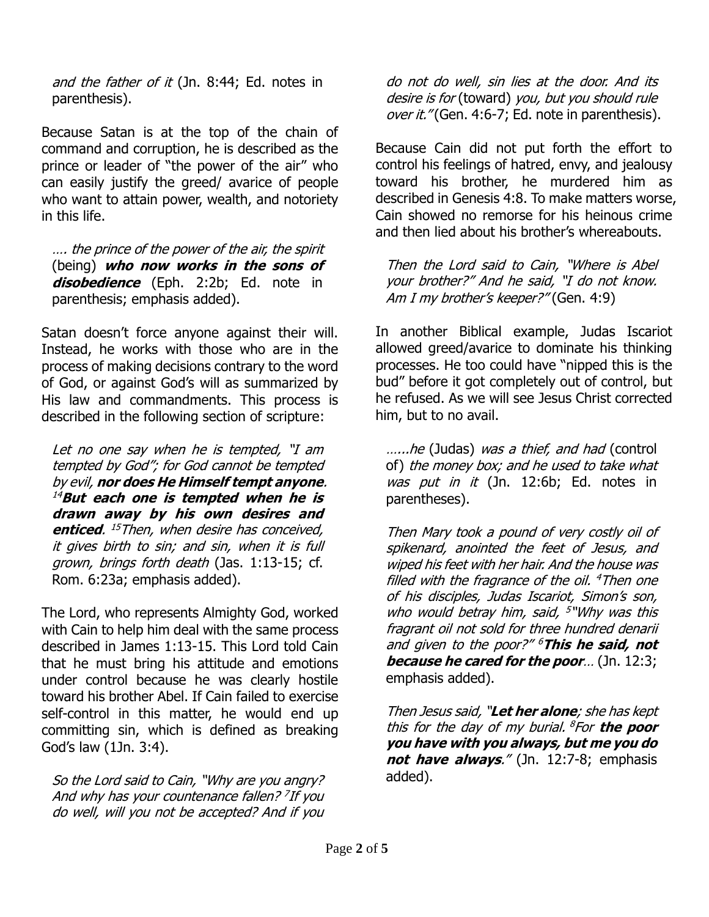*and the father of it* (Jn. 8:44; Ed. notes in parenthesis).

Because Satan is at the top of the chain of command and corruption, he is described as the prince or leader of "the power of the air" who can easily justify the greed/ avarice of people who want to attain power, wealth, and notoriety in this life.

> *…. the prince of the power of the air, the spirit* (being) ***who now works in the sons of disobedience*** (Eph. 2:2b; Ed. note in parenthesis; emphasis added).

Satan doesn't force anyone against their will. Instead, he works with those who are in the process of making decisions contrary to the word of God, or against God's will as summarized by His law and commandments. This process is described in the following section of scripture:

> *Let no one say when he is tempted, "I am tempted by God"; for God cannot be tempted by evil,* ***nor does He Himself tempt anyone****.* [14]***But each one is tempted when he is drawn away by his own desires and enticed****.* [15]*Then, when desire has conceived, it gives birth to sin; and sin, when it is full grown, brings forth death* (Jas. 1:13-15; cf. Rom. 6:23a; emphasis added).

The Lord, who represents Almighty God, worked with Cain to help him deal with the same process described in James 1:13-15. This Lord told Cain that he must bring his attitude and emotions under control because he was clearly hostile toward his brother Abel. If Cain failed to exercise self-control in this matter, he would end up committing sin, which is defined as breaking God's law (1Jn. 3:4).

> *So the Lord said to Cain, "Why are you angry? And why has your countenance fallen?* [7]*If you do well, will you not be accepted? And if you do not do well, sin lies at the door. And its desire is for* (toward) *you, but you should rule over it."* (Gen. 4:6-7; Ed. note in parenthesis).

Because Cain did not put forth the effort to control his feelings of hatred, envy, and jealousy toward his brother, he murdered him as described in Genesis 4:8. To make matters worse, Cain showed no remorse for his heinous crime and then lied about his brother's whereabouts.

> *Then the Lord said to Cain, "Where is Abel your brother?" And he said, "I do not know. Am I my brother's keeper?"* (Gen. 4:9)

In another Biblical example, Judas Iscariot allowed greed/avarice to dominate his thinking processes. He too could have "nipped this is the bud" before it got completely out of control, but he refused. As we will see Jesus Christ corrected him, but to no avail.

> *……he* (Judas) *was a thief, and had* (control of) *the money box; and he used to take what was put in it* (Jn. 12:6b; Ed. notes in parentheses).

> *Then Mary took a pound of very costly oil of spikenard, anointed the feet of Jesus, and wiped his feet with her hair. And the house was filled with the fragrance of the oil.* [4]*Then one of his disciples, Judas Iscariot, Simon's son, who would betray him, said,* [5]*"Why was this fragrant oil not sold for three hundred denarii and given to the poor?"* [6]***This he said, not because he cared for the poor****…* (Jn. 12:3; emphasis added).

> *Then Jesus said, "****Let her alone****; she has kept this for the day of my burial.* [8]*For* ***the poor you have with you always, but me you do not have always****."* (Jn. 12:7-8; emphasis added).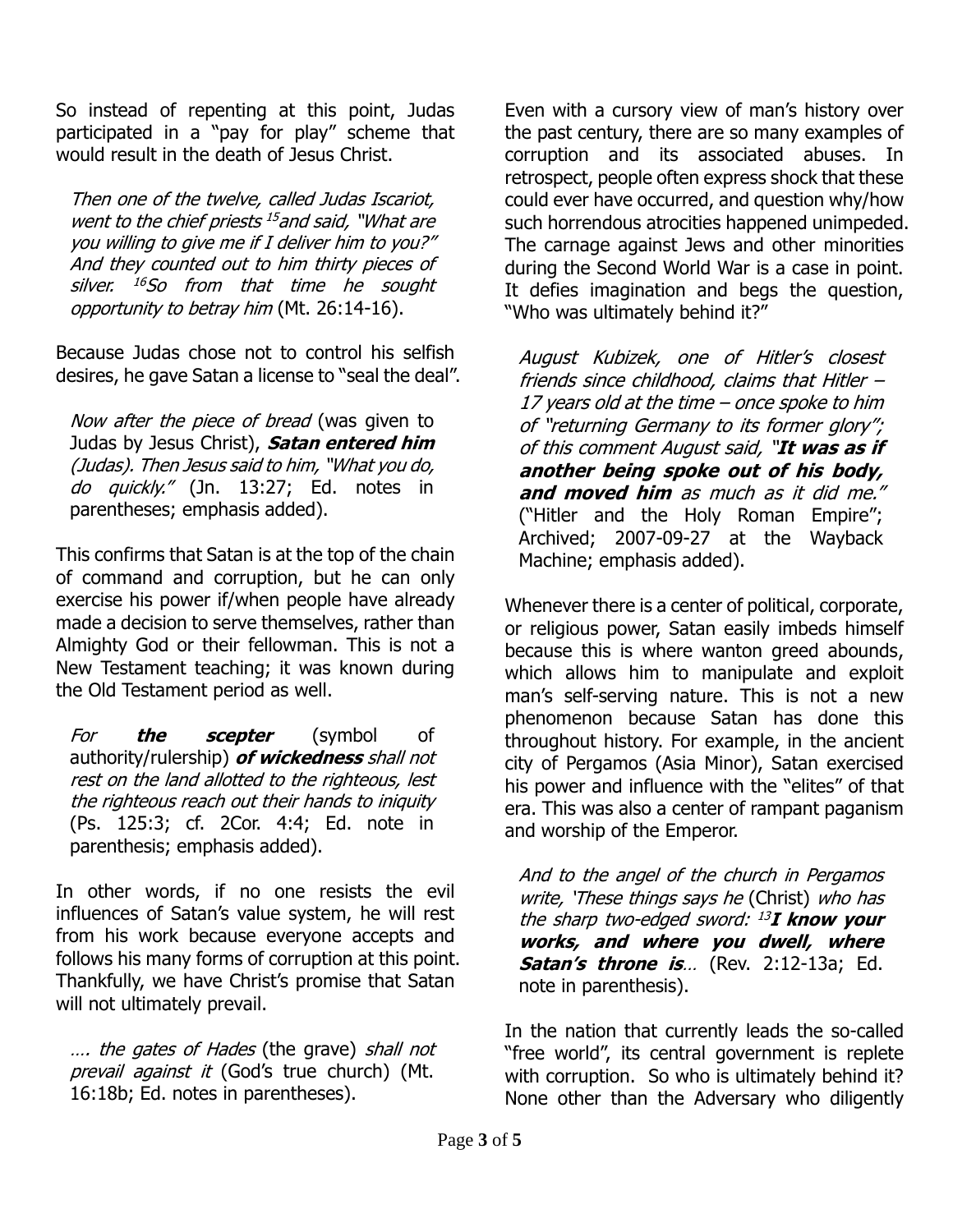So instead of repenting at this point, Judas participated in a "pay for play" scheme that would result in the death of Jesus Christ.

> *Then one of the twelve, called Judas Iscariot, went to the chief priests [15] and said, "What are you willing to give me if I deliver him to you?" And they counted out to him thirty pieces of silver. [16] So from that time he sought opportunity to betray him* (Mt. 26:14-16).

Because Judas chose not to control his selfish desires, he gave Satan a license to "seal the deal".

> *Now after the piece of bread* (was given to Judas by Jesus Christ), ***Satan entered him*** *(Judas). Then Jesus said to him, "What you do, do quickly."* (Jn. 13:27; Ed. notes in parentheses; emphasis added).

This confirms that Satan is at the top of the chain of command and corruption, but he can only exercise his power if/when people have already made a decision to serve themselves, rather than Almighty God or their fellowman. This is not a New Testament teaching; it was known during the Old Testament period as well.

> *For* ***the scepter*** (symbol of authority/rulership) ***of wickedness*** *shall not rest on the land allotted to the righteous, lest the righteous reach out their hands to iniquity* (Ps. 125:3; cf. 2Cor. 4:4; Ed. note in parenthesis; emphasis added).

In other words, if no one resists the evil influences of Satan's value system, he will rest from his work because everyone accepts and follows his many forms of corruption at this point. Thankfully, we have Christ's promise that Satan will not ultimately prevail.

> *…. the gates of Hades* (the grave) *shall not prevail against it* (God's true church) (Mt. 16:18b; Ed. notes in parentheses).

Even with a cursory view of man's history over the past century, there are so many examples of corruption and its associated abuses. In retrospect, people often express shock that these could ever have occurred, and question why/how such horrendous atrocities happened unimpeded. The carnage against Jews and other minorities during the Second World War is a case in point. It defies imagination and begs the question, "Who was ultimately behind it?"

> *August Kubizek, one of Hitler's closest friends since childhood, claims that Hitler – 17 years old at the time – once spoke to him of "returning Germany to its former glory"; of this comment August said, "****It was as if another being spoke out of his body, and moved him*** *as much as it did me."* ("Hitler and the Holy Roman Empire"; Archived; 2007-09-27 at the Wayback Machine; emphasis added).

Whenever there is a center of political, corporate, or religious power, Satan easily imbeds himself because this is where wanton greed abounds, which allows him to manipulate and exploit man's self-serving nature. This is not a new phenomenon because Satan has done this throughout history. For example, in the ancient city of Pergamos (Asia Minor), Satan exercised his power and influence with the "elites" of that era. This was also a center of rampant paganism and worship of the Emperor.

> *And to the angel of the church in Pergamos write, 'These things says he* (Christ) *who has the sharp two-edged sword: [13]* ***I know your works, and where you dwell, where Satan's throne is****…* (Rev. 2:12-13a; Ed. note in parenthesis).

In the nation that currently leads the so-called "free world", its central government is replete with corruption. So who is ultimately behind it? None other than the Adversary who diligently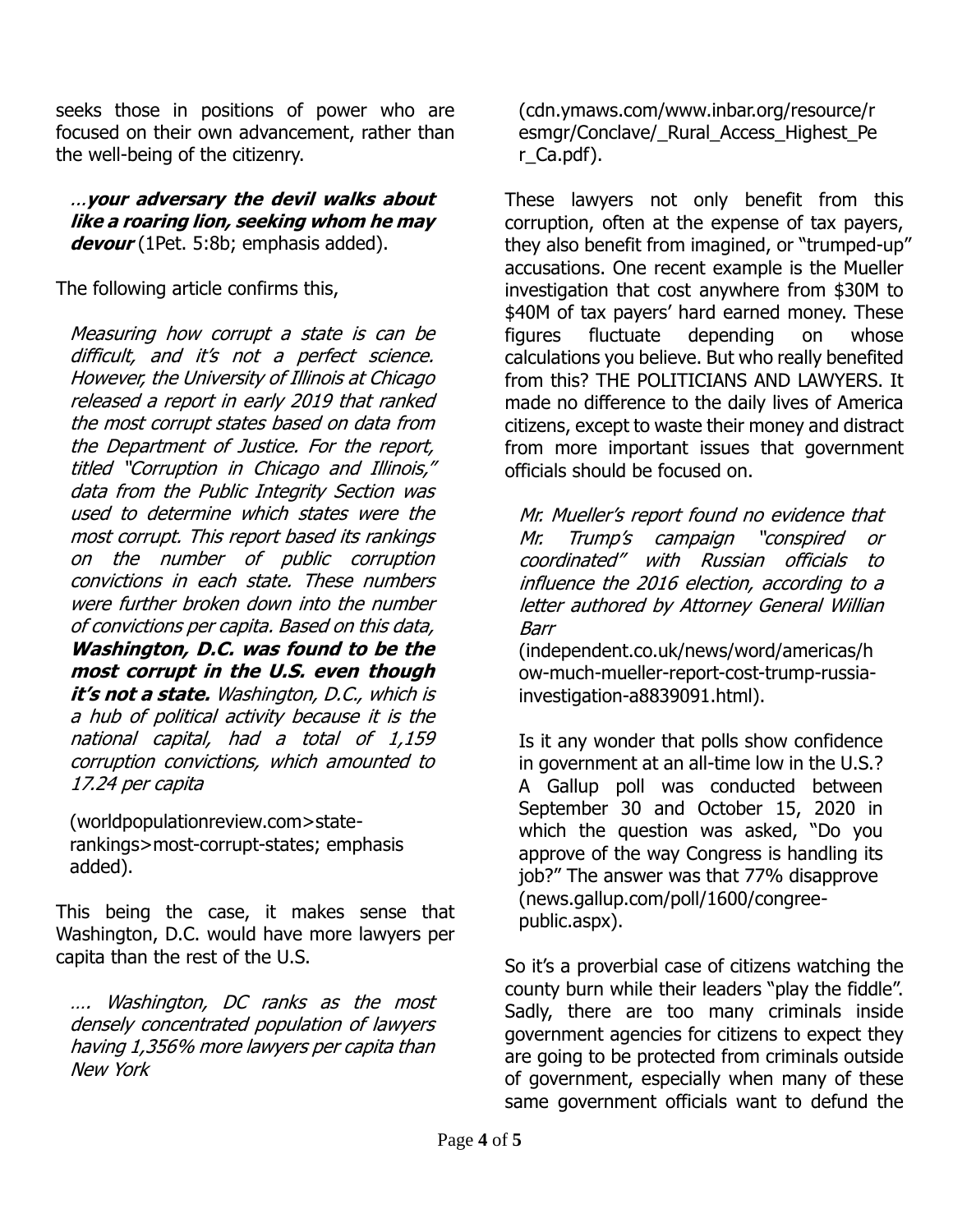seeks those in positions of power who are focused on their own advancement, rather than the well-being of the citizenry.

> …***your adversary the devil walks about like a roaring lion, seeking whom he may devour*** (1Pet. 5:8b; emphasis added).

The following article confirms this,

> *Measuring how corrupt a state is can be difficult, and it's not a perfect science. However, the University of Illinois at Chicago released a report in early 2019 that ranked the most corrupt states based on data from the Department of Justice. For the report, titled "Corruption in Chicago and Illinois," data from the Public Integrity Section was used to determine which states were the most corrupt. This report based its rankings on the number of public corruption convictions in each state. These numbers were further broken down into the number of convictions per capita. Based on this data,* ***Washington, D.C. was found to be the most corrupt in the U.S. even though it's not a state.*** *Washington, D.C., which is a hub of political activity because it is the national capital, had a total of 1,159 corruption convictions, which amounted to 17.24 per capita*
>
> (worldpopulationreview.com>state-rankings>most-corrupt-states; emphasis added).

This being the case, it makes sense that Washington, D.C. would have more lawyers per capita than the rest of the U.S.

> *…. Washington, DC ranks as the most densely concentrated population of lawyers having 1,356% more lawyers per capita than New York*
>
> (cdn.ymaws.com/www.inbar.org/resource/resmgr/Conclave/_Rural_Access_Highest_Per_Ca.pdf).

These lawyers not only benefit from this corruption, often at the expense of tax payers, they also benefit from imagined, or "trumped-up" accusations. One recent example is the Mueller investigation that cost anywhere from $30M to $40M of tax payers' hard earned money. These figures fluctuate depending on whose calculations you believe. But who really benefited from this? THE POLITICIANS AND LAWYERS. It made no difference to the daily lives of America citizens, except to waste their money and distract from more important issues that government officials should be focused on.

> *Mr. Mueller's report found no evidence that Mr. Trump's campaign "conspired or coordinated" with Russian officials to influence the 2016 election, according to a letter authored by Attorney General Willian Barr*
>
> (independent.co.uk/news/word/americas/how-much-mueller-report-cost-trump-russia-investigation-a8839091.html).
>
> Is it any wonder that polls show confidence in government at an all-time low in the U.S.? A Gallup poll was conducted between September 30 and October 15, 2020 in which the question was asked, "Do you approve of the way Congress is handling its job?" The answer was that 77% disapprove (news.gallup.com/poll/1600/congree-public.aspx).

So it's a proverbial case of citizens watching the county burn while their leaders "play the fiddle". Sadly, there are too many criminals inside government agencies for citizens to expect they are going to be protected from criminals outside of government, especially when many of these same government officials want to defund the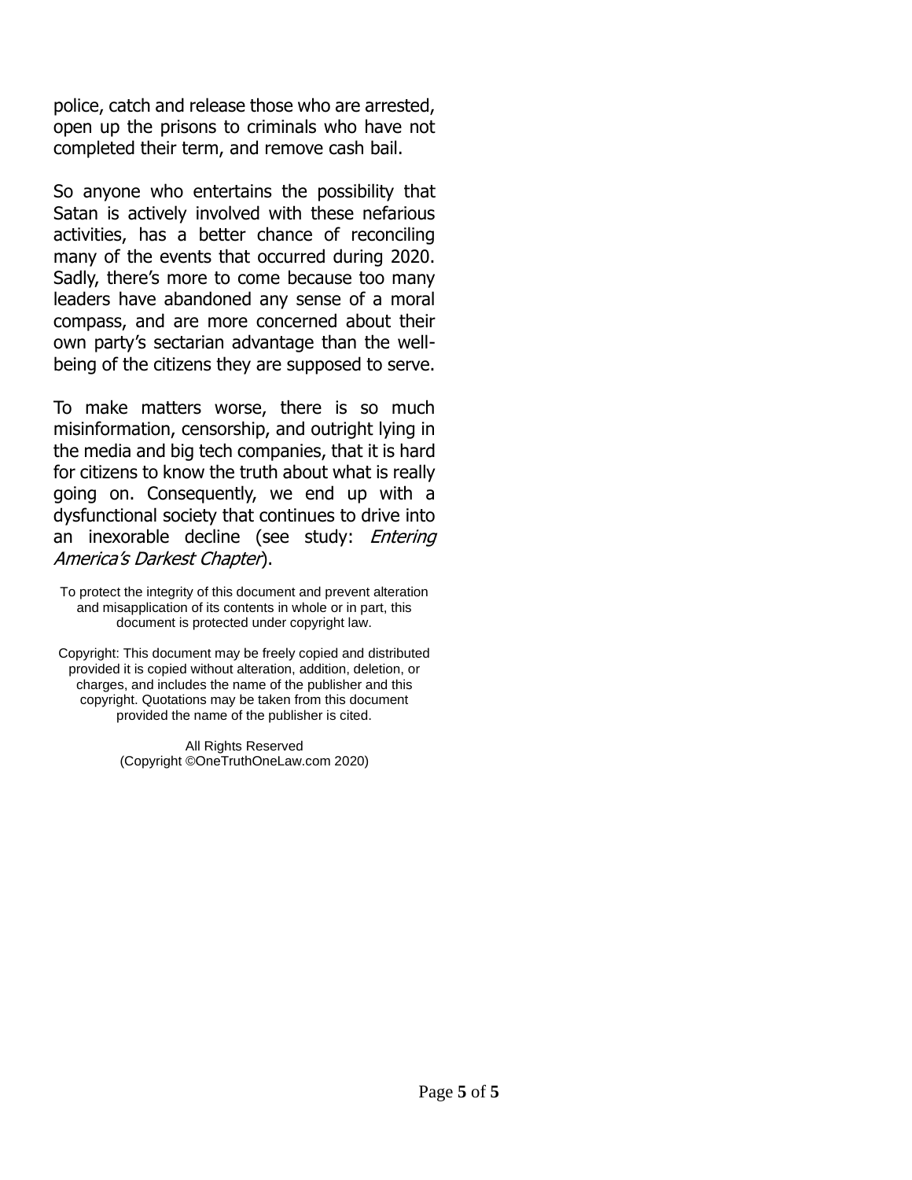police, catch and release those who are arrested, open up the prisons to criminals who have not completed their term, and remove cash bail.

So anyone who entertains the possibility that Satan is actively involved with these nefarious activities, has a better chance of reconciling many of the events that occurred during 2020. Sadly, there's more to come because too many leaders have abandoned any sense of a moral compass, and are more concerned about their own party's sectarian advantage than the well-being of the citizens they are supposed to serve.

To make matters worse, there is so much misinformation, censorship, and outright lying in the media and big tech companies, that it is hard for citizens to know the truth about what is really going on. Consequently, we end up with a dysfunctional society that continues to drive into an inexorable decline (see study: *Entering America's Darkest Chapter*).

To protect the integrity of this document and prevent alteration and misapplication of its contents in whole or in part, this document is protected under copyright law.

Copyright: This document may be freely copied and distributed provided it is copied without alteration, addition, deletion, or charges, and includes the name of the publisher and this copyright. Quotations may be taken from this document provided the name of the publisher is cited.

All Rights Reserved
(Copyright ©OneTruthOneLaw.com 2020)